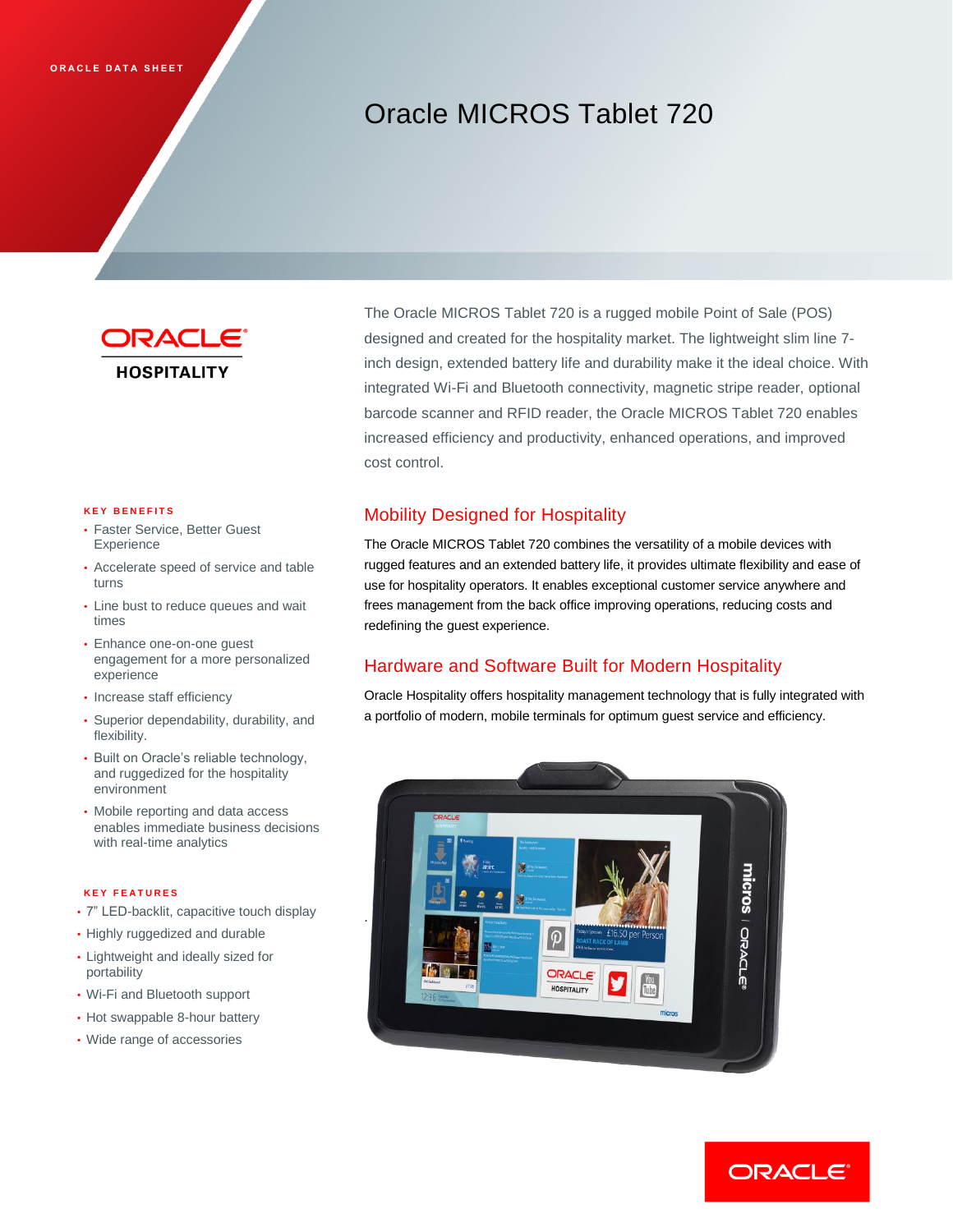ORACLE DATA SHEET

# Oracle MICROS Tablet 720

The Oracle MICROS Tablet 720 is a rugged mobile Point of Sale (POS) designed and created for the hospitality market. The lightweight slim line 7-inch design, extended battery life and durability make it the ideal choice. With integrated Wi-Fi and Bluetooth connectivity, magnetic stripe reader, optional barcode scanner and RFID reader, the Oracle MICROS Tablet 720 enables increased efficiency and productivity, enhanced operations, and improved cost control.

### KEY BENEFITS

- Faster Service, Better Guest Experience
- Accelerate speed of service and table turns
- Line bust to reduce queues and wait times
- Enhance one-on-one guest engagement for a more personalized experience
- Increase staff efficiency
- Superior dependability, durability, and flexibility.
- Built on Oracle's reliable technology, and ruggedized for the hospitality environment
- Mobile reporting and data access enables immediate business decisions with real-time analytics

### KEY FEATURES

- 7" LED-backlit, capacitive touch display
- Highly ruggedized and durable
- Lightweight and ideally sized for portability
- Wi-Fi and Bluetooth support
- Hot swappable 8-hour battery
- Wide range of accessories

## Mobility Designed for Hospitality

The Oracle MICROS Tablet 720 combines the versatility of a mobile devices with rugged features and an extended battery life, it provides ultimate flexibility and ease of use for hospitality operators. It enables exceptional customer service anywhere and frees management from the back office improving operations, reducing costs and redefining the guest experience.

## Hardware and Software Built for Modern Hospitality

Oracle Hospitality offers hospitality management technology that is fully integrated with a portfolio of modern, mobile terminals for optimum guest service and efficiency.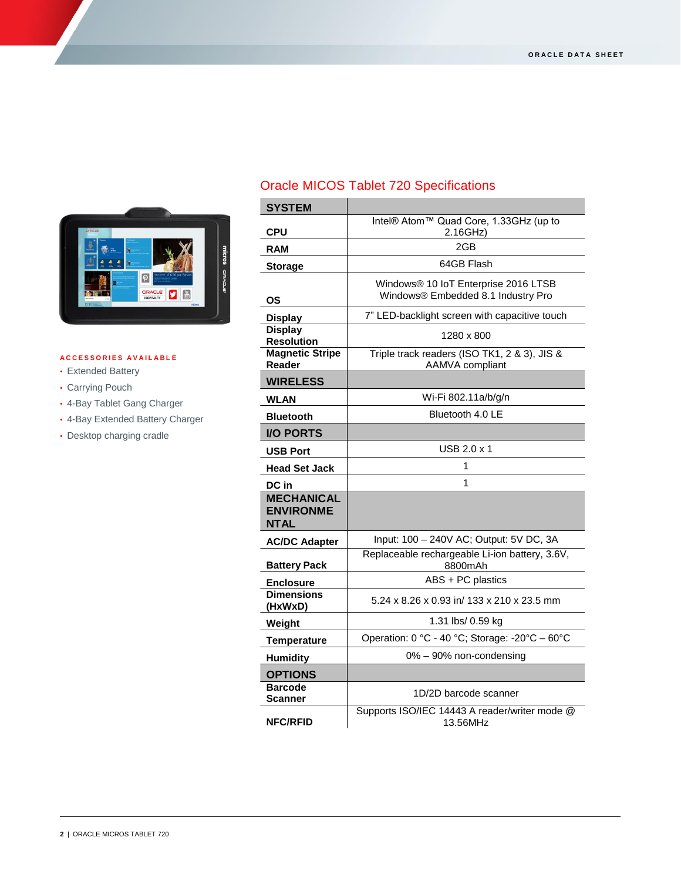## Oracle MICOS Tablet 720 Specifications

| SYSTEM | |
|---|---|
| CPU | Intel® Atom™ Quad Core, 1.33GHz (up to 2.16GHz) |
| RAM | 2GB |
| Storage | 64GB Flash |
| OS | Windows® 10 IoT Enterprise 2016 LTSB<br>Windows® Embedded 8.1 Industry Pro |
| Display | 7" LED-backlight screen with capacitive touch |
| Display Resolution | 1280 x 800 |
| Magnetic Stripe Reader | Triple track readers (ISO TK1, 2 & 3), JIS & AAMVA compliant |
| **WIRELESS** | |
| WLAN | Wi-Fi 802.11a/b/g/n |
| Bluetooth | Bluetooth 4.0 LE |
| **I/O PORTS** | |
| USB Port | USB 2.0 x 1 |
| Head Set Jack | 1 |
| DC in | 1 |
| **MECHANICAL ENVIRONMENTAL** | |
| AC/DC Adapter | Input: 100 – 240V AC; Output: 5V DC, 3A |
| Battery Pack | Replaceable rechargeable Li-ion battery, 3.6V, 8800mAh |
| Enclosure | ABS + PC plastics |
| Dimensions (HxWxD) | 5.24 x 8.26 x 0.93 in/ 133 x 210 x 23.5 mm |
| Weight | 1.31 lbs/ 0.59 kg |
| Temperature | Operation: 0 °C - 40 °C; Storage: -20°C – 60°C |
| Humidity | 0% – 90% non-condensing |
| **OPTIONS** | |
| Barcode Scanner | 1D/2D barcode scanner |
| NFC/RFID | Supports ISO/IEC 14443 A reader/writer mode @ 13.56MHz |

### ACCESSORIES AVAILABLE

- Extended Battery
- Carrying Pouch
- 4-Bay Tablet Gang Charger
- 4-Bay Extended Battery Charger
- Desktop charging cradle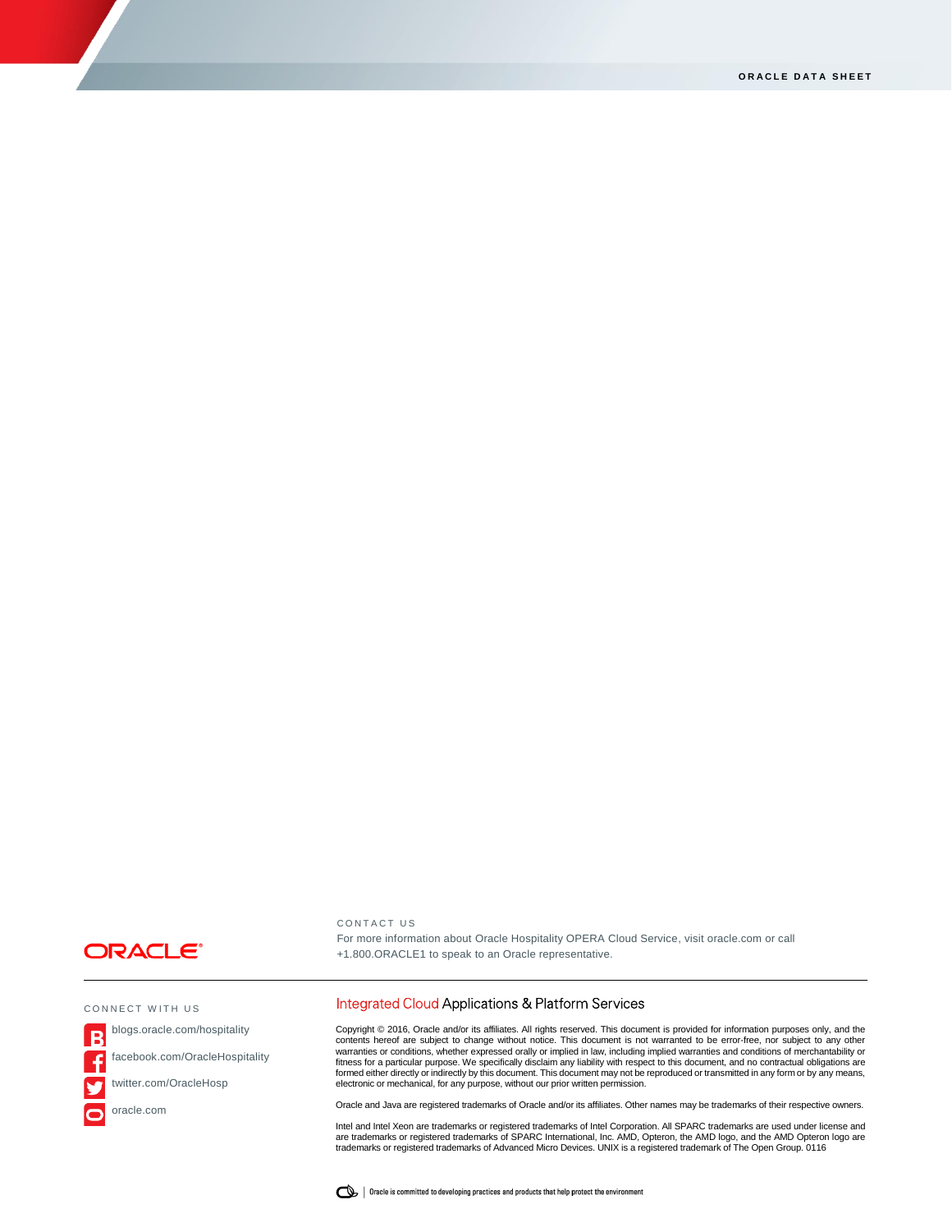ORACLE

CONTACT US

For more information about Oracle Hospitality OPERA Cloud Service, visit oracle.com or call +1.800.ORACLE1 to speak to an Oracle representative.

CONNECT WITH US

- blogs.oracle.com/hospitality
- facebook.com/OracleHospitality
- twitter.com/OracleHosp
- oracle.com

Integrated Cloud Applications & Platform Services

Copyright © 2016, Oracle and/or its affiliates. All rights reserved. This document is provided for information purposes only, and the contents hereof are subject to change without notice. This document is not warranted to be error-free, nor subject to any other warranties or conditions, whether expressed orally or implied in law, including implied warranties and conditions of merchantability or fitness for a particular purpose. We specifically disclaim any liability with respect to this document, and no contractual obligations are formed either directly or indirectly by this document. This document may not be reproduced or transmitted in any form or by any means, electronic or mechanical, for any purpose, without our prior written permission.

Oracle and Java are registered trademarks of Oracle and/or its affiliates. Other names may be trademarks of their respective owners.

Intel and Intel Xeon are trademarks or registered trademarks of Intel Corporation. All SPARC trademarks are used under license and are trademarks or registered trademarks of SPARC International, Inc. AMD, Opteron, the AMD logo, and the AMD Opteron logo are trademarks or registered trademarks of Advanced Micro Devices. UNIX is a registered trademark of The Open Group. 0116

Oracle is committed to developing practices and products that help protect the environment